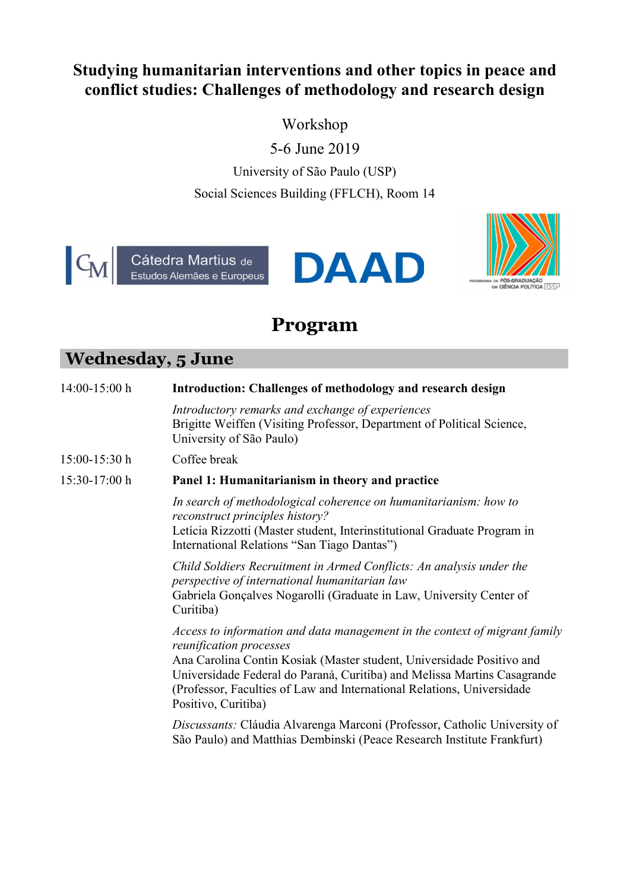# Studying humanitarian interventions and other topics in peace and conflict studies: Challenges of methodology and research design

Workshop

5-6 June 2019

University of São Paulo (USP)

Social Sciences Building (FFLCH), Room 14

# Program

## Wednesday, 5 June

14:00-15:00 h **Introduction: Challenges of methodology and research design**

*Introductory remarks and exchange of experiences*
Brigitte Weiffen (Visiting Professor, Department of Political Science, University of São Paulo)

15:00-15:30 h Coffee break

15:30-17:00 h **Panel 1: Humanitarianism in theory and practice**

*In search of methodological coherence on humanitarianism: how to reconstruct principles history?*
Letícia Rizzotti (Master student, Interinstitutional Graduate Program in International Relations "San Tiago Dantas")

*Child Soldiers Recruitment in Armed Conflicts: An analysis under the perspective of international humanitarian law*
Gabriela Gonçalves Nogarolli (Graduate in Law, University Center of Curitiba)

*Access to information and data management in the context of migrant family reunification processes*
Ana Carolina Contin Kosiak (Master student, Universidade Positivo and Universidade Federal do Paraná, Curitiba) and Melissa Martins Casagrande (Professor, Faculties of Law and International Relations, Universidade Positivo, Curitiba)

*Discussants:* Cláudia Alvarenga Marconi (Professor, Catholic University of São Paulo) and Matthias Dembinski (Peace Research Institute Frankfurt)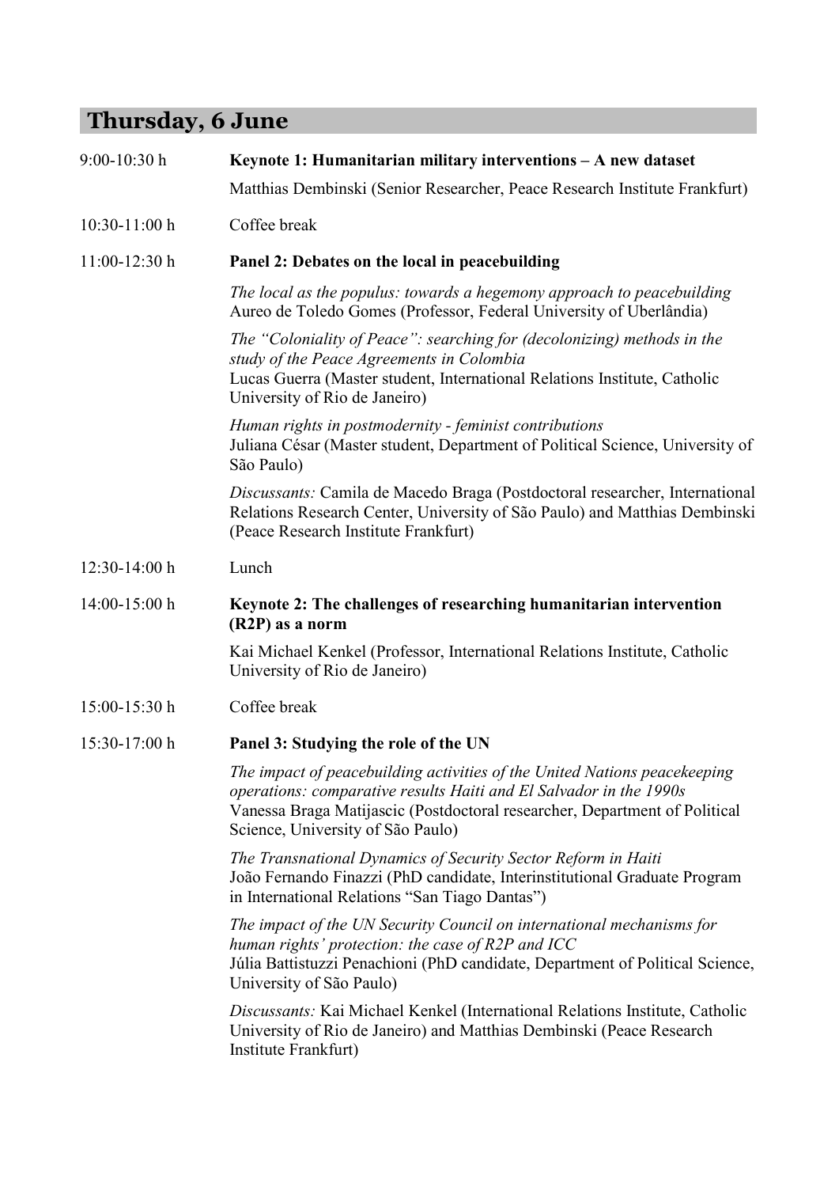## Thursday, 6 June

9:00-10:30 h **Keynote 1: Humanitarian military interventions – A new dataset**

Matthias Dembinski (Senior Researcher, Peace Research Institute Frankfurt)

10:30-11:00 h Coffee break

11:00-12:30 h **Panel 2: Debates on the local in peacebuilding**

*The local as the populus: towards a hegemony approach to peacebuilding*
Aureo de Toledo Gomes (Professor, Federal University of Uberlândia)

*The "Coloniality of Peace": searching for (decolonizing) methods in the study of the Peace Agreements in Colombia*
Lucas Guerra (Master student, International Relations Institute, Catholic University of Rio de Janeiro)

*Human rights in postmodernity - feminist contributions*
Juliana César (Master student, Department of Political Science, University of São Paulo)

*Discussants:* Camila de Macedo Braga (Postdoctoral researcher, International Relations Research Center, University of São Paulo) and Matthias Dembinski (Peace Research Institute Frankfurt)

12:30-14:00 h Lunch

14:00-15:00 h **Keynote 2: The challenges of researching humanitarian intervention (R2P) as a norm**

Kai Michael Kenkel (Professor, International Relations Institute, Catholic University of Rio de Janeiro)

15:00-15:30 h Coffee break

15:30-17:00 h **Panel 3: Studying the role of the UN**

*The impact of peacebuilding activities of the United Nations peacekeeping operations: comparative results Haiti and El Salvador in the 1990s*
Vanessa Braga Matijascic (Postdoctoral researcher, Department of Political Science, University of São Paulo)

*The Transnational Dynamics of Security Sector Reform in Haiti*
João Fernando Finazzi (PhD candidate, Interinstitutional Graduate Program in International Relations "San Tiago Dantas")

*The impact of the UN Security Council on international mechanisms for human rights' protection: the case of R2P and ICC*
Júlia Battistuzzi Penachioni (PhD candidate, Department of Political Science, University of São Paulo)

*Discussants:* Kai Michael Kenkel (International Relations Institute, Catholic University of Rio de Janeiro) and Matthias Dembinski (Peace Research Institute Frankfurt)